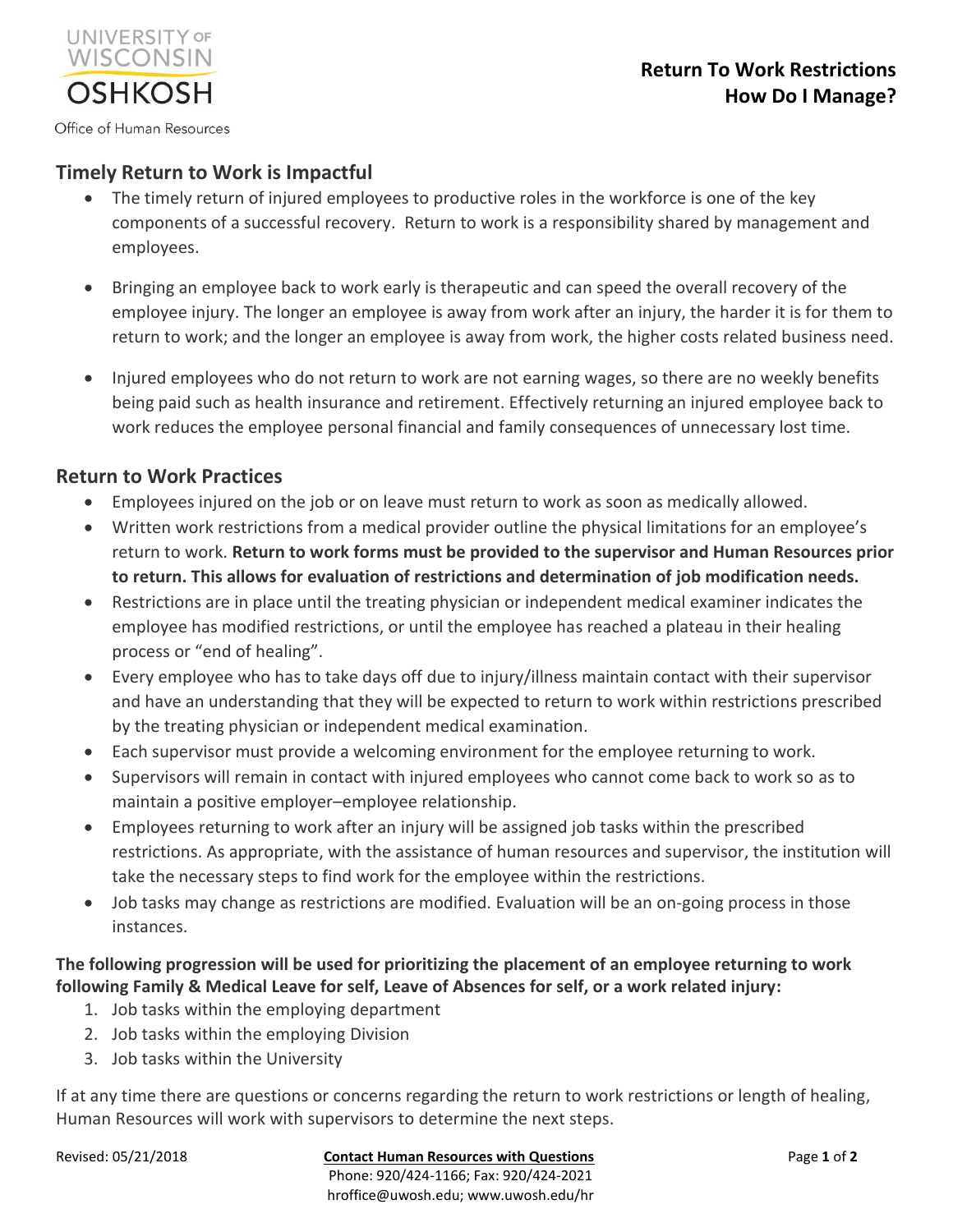University of Wisconsin Oshkosh

Office of Human Resources

# Return To Work Restrictions How Do I Manage?

## Timely Return to Work is Impactful

- The timely return of injured employees to productive roles in the workforce is one of the key components of a successful recovery. Return to work is a responsibility shared by management and employees.
- Bringing an employee back to work early is therapeutic and can speed the overall recovery of the employee injury. The longer an employee is away from work after an injury, the harder it is for them to return to work; and the longer an employee is away from work, the higher costs related business need.
- Injured employees who do not return to work are not earning wages, so there are no weekly benefits being paid such as health insurance and retirement. Effectively returning an injured employee back to work reduces the employee personal financial and family consequences of unnecessary lost time.

## Return to Work Practices

- Employees injured on the job or on leave must return to work as soon as medically allowed.
- Written work restrictions from a medical provider outline the physical limitations for an employee's return to work. **Return to work forms must be provided to the supervisor and Human Resources prior to return. This allows for evaluation of restrictions and determination of job modification needs.**
- Restrictions are in place until the treating physician or independent medical examiner indicates the employee has modified restrictions, or until the employee has reached a plateau in their healing process or "end of healing".
- Every employee who has to take days off due to injury/illness maintain contact with their supervisor and have an understanding that they will be expected to return to work within restrictions prescribed by the treating physician or independent medical examination.
- Each supervisor must provide a welcoming environment for the employee returning to work.
- Supervisors will remain in contact with injured employees who cannot come back to work so as to maintain a positive employer–employee relationship.
- Employees returning to work after an injury will be assigned job tasks within the prescribed restrictions. As appropriate, with the assistance of human resources and supervisor, the institution will take the necessary steps to find work for the employee within the restrictions.
- Job tasks may change as restrictions are modified. Evaluation will be an on-going process in those instances.

**The following progression will be used for prioritizing the placement of an employee returning to work following Family & Medical Leave for self, Leave of Absences for self, or a work related injury:**

1. Job tasks within the employing department
2. Job tasks within the employing Division
3. Job tasks within the University

If at any time there are questions or concerns regarding the return to work restrictions or length of healing, Human Resources will work with supervisors to determine the next steps.

Revised: 05/21/2018

**Contact Human Resources with Questions**
Phone: 920/424-1166; Fax: 920/424-2021
hroffice@uwosh.edu; www.uwosh.edu/hr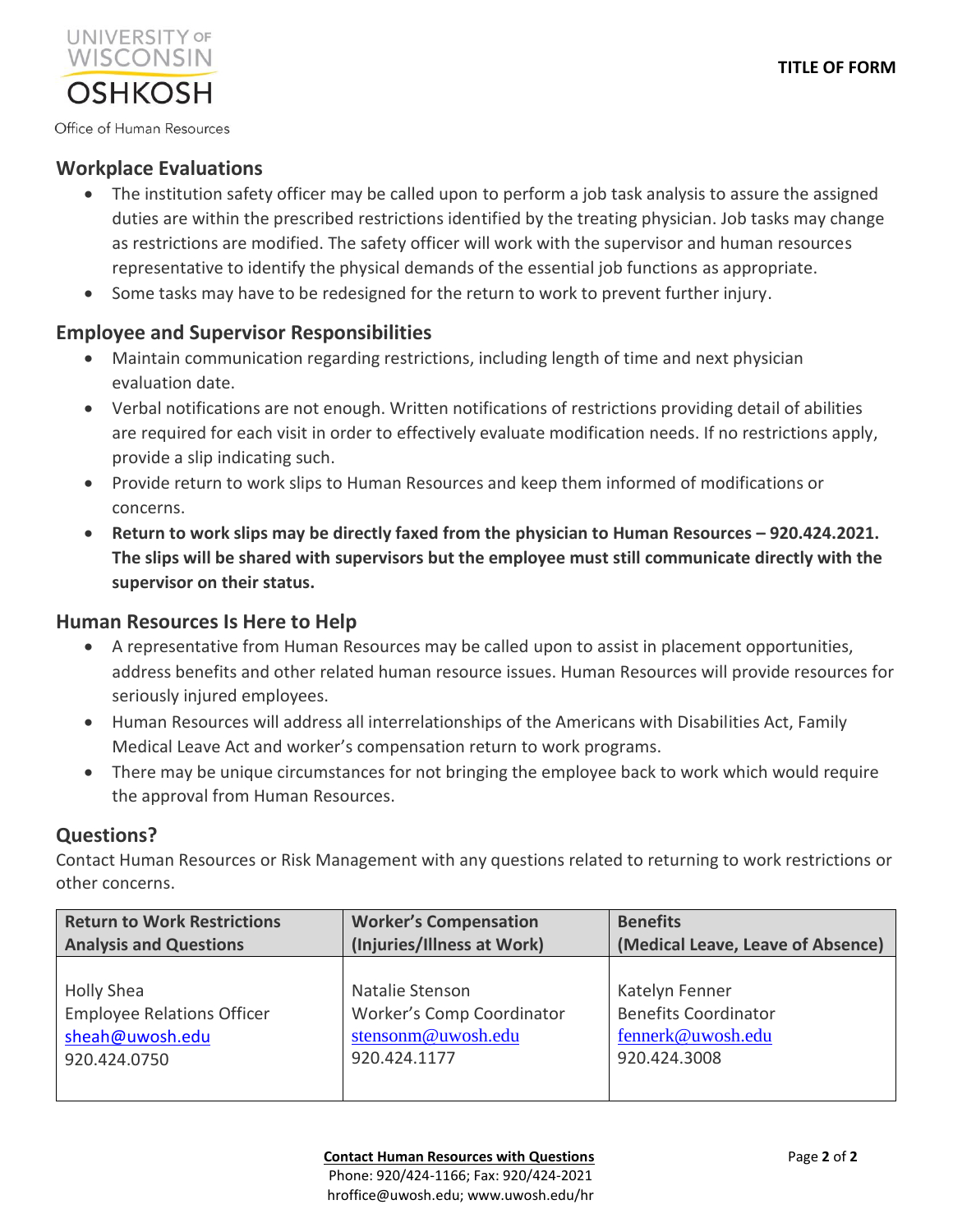## Workplace Evaluations

- The institution safety officer may be called upon to perform a job task analysis to assure the assigned duties are within the prescribed restrictions identified by the treating physician. Job tasks may change as restrictions are modified. The safety officer will work with the supervisor and human resources representative to identify the physical demands of the essential job functions as appropriate.
- Some tasks may have to be redesigned for the return to work to prevent further injury.

## Employee and Supervisor Responsibilities

- Maintain communication regarding restrictions, including length of time and next physician evaluation date.
- Verbal notifications are not enough. Written notifications of restrictions providing detail of abilities are required for each visit in order to effectively evaluate modification needs. If no restrictions apply, provide a slip indicating such.
- Provide return to work slips to Human Resources and keep them informed of modifications or concerns.
- **Return to work slips may be directly faxed from the physician to Human Resources – 920.424.2021. The slips will be shared with supervisors but the employee must still communicate directly with the supervisor on their status.**

## Human Resources Is Here to Help

- A representative from Human Resources may be called upon to assist in placement opportunities, address benefits and other related human resource issues. Human Resources will provide resources for seriously injured employees.
- Human Resources will address all interrelationships of the Americans with Disabilities Act, Family Medical Leave Act and worker's compensation return to work programs.
- There may be unique circumstances for not bringing the employee back to work which would require the approval from Human Resources.

## Questions?

Contact Human Resources or Risk Management with any questions related to returning to work restrictions or other concerns.

| Return to Work Restrictions Analysis and Questions | Worker's Compensation (Injuries/Illness at Work) | Benefits (Medical Leave, Leave of Absence) |
|---|---|---|
| Holly Shea<br>Employee Relations Officer<br>sheah@uwosh.edu<br>920.424.0750 | Natalie Stenson<br>Worker's Comp Coordinator<br>stensonm@uwosh.edu<br>920.424.1177 | Katelyn Fenner<br>Benefits Coordinator<br>fennerk@uwosh.edu<br>920.424.3008 |

**Contact Human Resources with Questions**
Phone: 920/424-1166; Fax: 920/424-2021
hroffice@uwosh.edu; www.uwosh.edu/hr